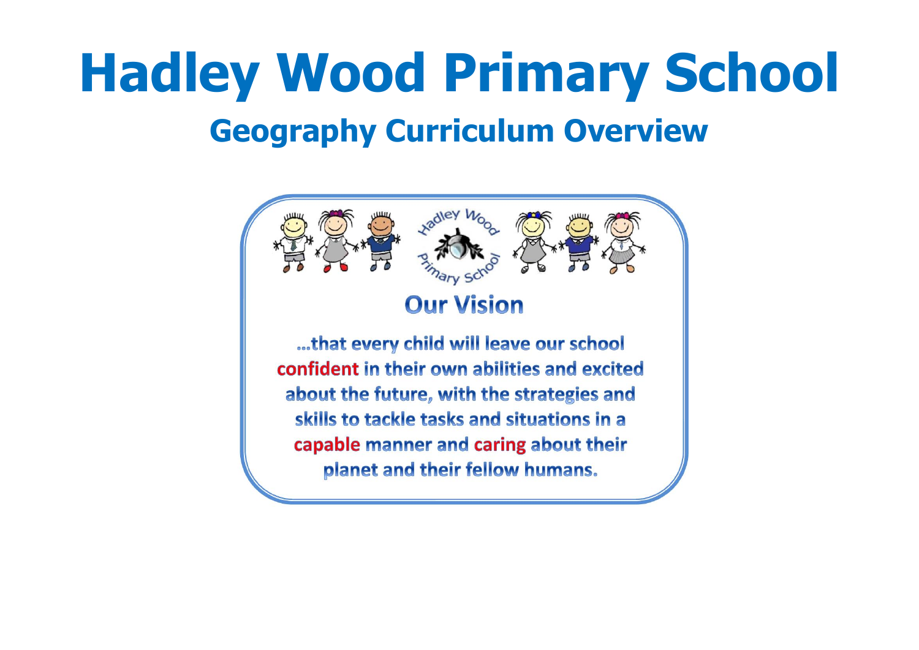# Hadley Wood Primary School

## Geography Curriculum Overview

Hadley Wood Primary School

### Our Vision

...that every child will leave our school **confident** in their own abilities and excited about the future, with the strategies and skills to tackle tasks and situations in a **capable** manner and **caring** about their planet and their fellow humans.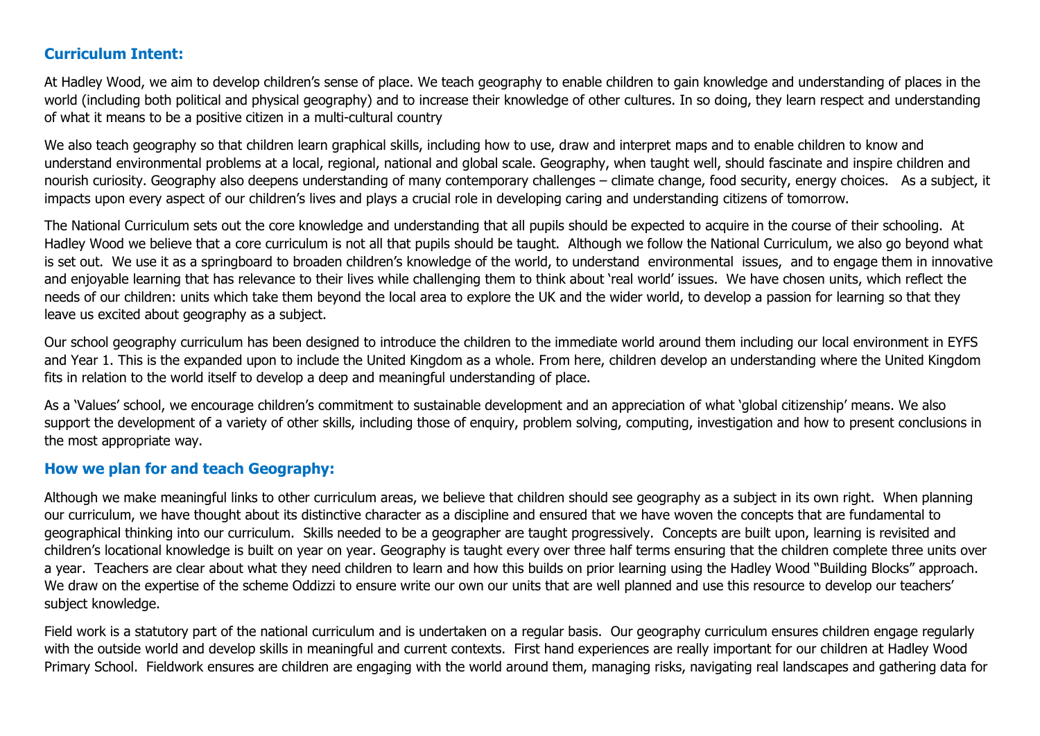## Curriculum Intent:

At Hadley Wood, we aim to develop children's sense of place. We teach geography to enable children to gain knowledge and understanding of places in the world (including both political and physical geography) and to increase their knowledge of other cultures. In so doing, they learn respect and understanding of what it means to be a positive citizen in a multi-cultural country

We also teach geography so that children learn graphical skills, including how to use, draw and interpret maps and to enable children to know and understand environmental problems at a local, regional, national and global scale. Geography, when taught well, should fascinate and inspire children and nourish curiosity. Geography also deepens understanding of many contemporary challenges – climate change, food security, energy choices. As a subject, it impacts upon every aspect of our children's lives and plays a crucial role in developing caring and understanding citizens of tomorrow.

The National Curriculum sets out the core knowledge and understanding that all pupils should be expected to acquire in the course of their schooling. At Hadley Wood we believe that a core curriculum is not all that pupils should be taught. Although we follow the National Curriculum, we also go beyond what is set out. We use it as a springboard to broaden children's knowledge of the world, to understand environmental issues, and to engage them in innovative and enjoyable learning that has relevance to their lives while challenging them to think about 'real world' issues. We have chosen units, which reflect the needs of our children: units which take them beyond the local area to explore the UK and the wider world, to develop a passion for learning so that they leave us excited about geography as a subject.

Our school geography curriculum has been designed to introduce the children to the immediate world around them including our local environment in EYFS and Year 1. This is the expanded upon to include the United Kingdom as a whole. From here, children develop an understanding where the United Kingdom fits in relation to the world itself to develop a deep and meaningful understanding of place.

As a 'Values' school, we encourage children's commitment to sustainable development and an appreciation of what 'global citizenship' means. We also support the development of a variety of other skills, including those of enquiry, problem solving, computing, investigation and how to present conclusions in the most appropriate way.

## How we plan for and teach Geography:

Although we make meaningful links to other curriculum areas, we believe that children should see geography as a subject in its own right. When planning our curriculum, we have thought about its distinctive character as a discipline and ensured that we have woven the concepts that are fundamental to geographical thinking into our curriculum. Skills needed to be a geographer are taught progressively. Concepts are built upon, learning is revisited and children's locational knowledge is built on year on year. Geography is taught every over three half terms ensuring that the children complete three units over a year. Teachers are clear about what they need children to learn and how this builds on prior learning using the Hadley Wood "Building Blocks" approach. We draw on the expertise of the scheme Oddizzi to ensure write our own our units that are well planned and use this resource to develop our teachers' subject knowledge.

Field work is a statutory part of the national curriculum and is undertaken on a regular basis. Our geography curriculum ensures children engage regularly with the outside world and develop skills in meaningful and current contexts. First hand experiences are really important for our children at Hadley Wood Primary School. Fieldwork ensures are children are engaging with the world around them, managing risks, navigating real landscapes and gathering data for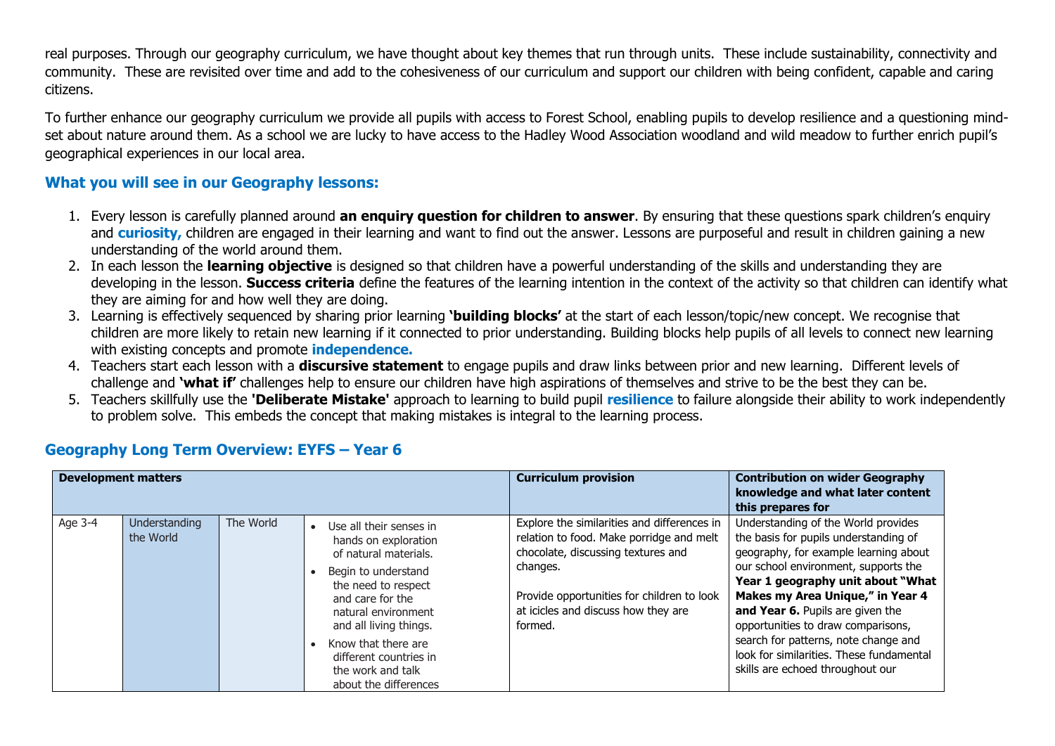real purposes. Through our geography curriculum, we have thought about key themes that run through units. These include sustainability, connectivity and community. These are revisited over time and add to the cohesiveness of our curriculum and support our children with being confident, capable and caring citizens.

To further enhance our geography curriculum we provide all pupils with access to Forest School, enabling pupils to develop resilience and a questioning mind-set about nature around them. As a school we are lucky to have access to the Hadley Wood Association woodland and wild meadow to further enrich pupil's geographical experiences in our local area.

## What you will see in our Geography lessons:

1. Every lesson is carefully planned around **an enquiry question for children to answer**. By ensuring that these questions spark children's enquiry and **curiosity,** children are engaged in their learning and want to find out the answer. Lessons are purposeful and result in children gaining a new understanding of the world around them.
2. In each lesson the **learning objective** is designed so that children have a powerful understanding of the skills and understanding they are developing in the lesson. **Success criteria** define the features of the learning intention in the context of the activity so that children can identify what they are aiming for and how well they are doing.
3. Learning is effectively sequenced by sharing prior learning **'building blocks'** at the start of each lesson/topic/new concept. We recognise that children are more likely to retain new learning if it connected to prior understanding. Building blocks help pupils of all levels to connect new learning with existing concepts and promote **independence.**
4. Teachers start each lesson with a **discursive statement** to engage pupils and draw links between prior and new learning. Different levels of challenge and **'what if'** challenges help to ensure our children have high aspirations of themselves and strive to be the best they can be.
5. Teachers skillfully use the **'Deliberate Mistake'** approach to learning to build pupil **resilience** to failure alongside their ability to work independently to problem solve. This embeds the concept that making mistakes is integral to the learning process.

## Geography Long Term Overview: EYFS – Year 6

| Development matters | | | | Curriculum provision | Contribution on wider Geography knowledge and what later content this prepares for |
|---|---|---|---|---|---|
| Age 3-4 | Understanding the World | The World | • Use all their senses in hands on exploration of natural materials.<br>• Begin to understand the need to respect and care for the natural environment and all living things.<br>• Know that there are different countries in the work and talk about the differences | Explore the similarities and differences in relation to food. Make porridge and melt chocolate, discussing textures and changes.<br><br>Provide opportunities for children to look at icicles and discuss how they are formed. | Understanding of the World provides the basis for pupils understanding of geography, for example learning about our school environment, supports the **Year 1 geography unit about "What Makes my Area Unique," in Year 4 and Year 6.** Pupils are given the opportunities to draw comparisons, search for patterns, note change and look for similarities. These fundamental skills are echoed throughout our |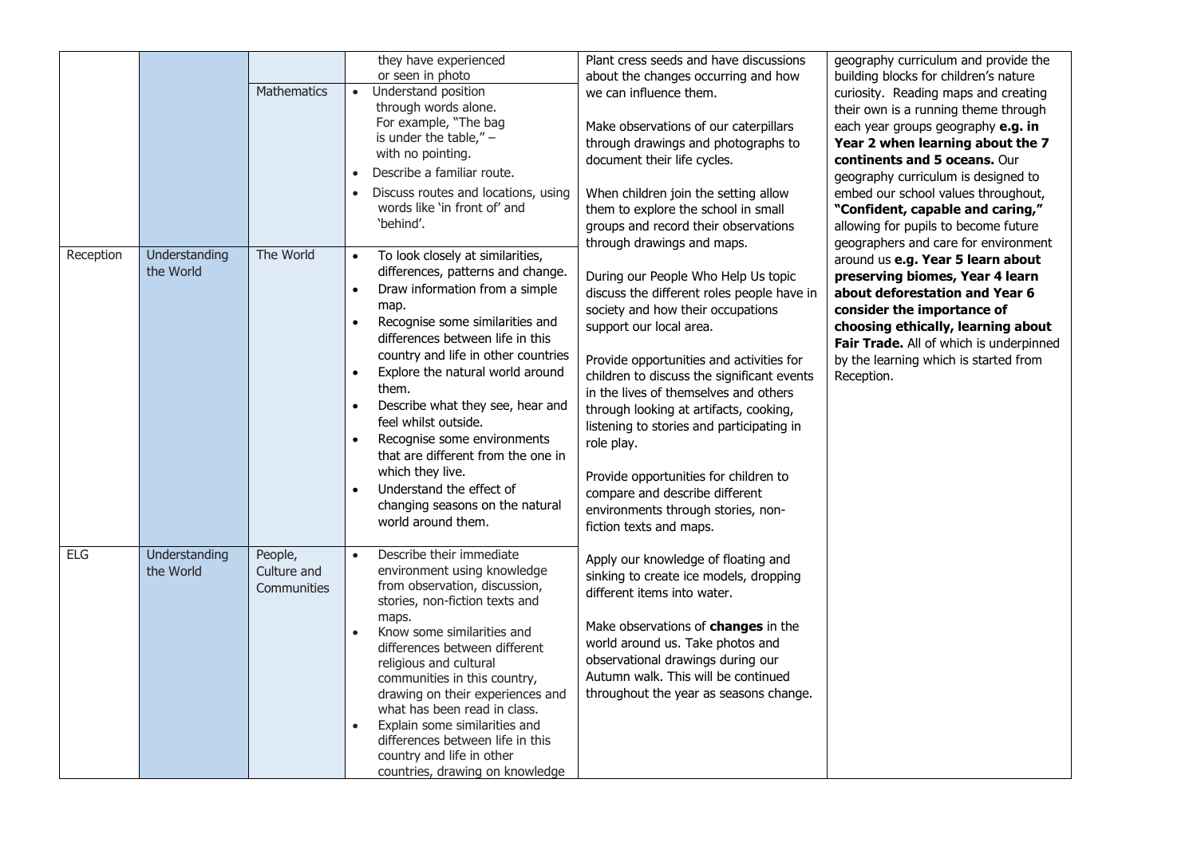| | | | | | |
|---|---|---|---|---|---|
| | | | they have experienced or seen in photo | Plant cress seeds and have discussions about the changes occurring and how we can influence them.<br><br>Make observations of our caterpillars through drawings and photographs to document their life cycles.<br><br>When children join the setting allow them to explore the school in small groups and record their observations through drawings and maps.<br><br>During our People Who Help Us topic discuss the different roles people have in society and how their occupations support our local area.<br><br>Provide opportunities and activities for children to discuss the significant events in the lives of themselves and others through looking at artifacts, cooking, listening to stories and participating in role play.<br><br>Provide opportunities for children to compare and describe different environments through stories, non-fiction texts and maps.<br><br>Apply our knowledge of floating and sinking to create ice models, dropping different items into water.<br><br>Make observations of **changes** in the world around us. Take photos and observational drawings during our Autumn walk. This will be continued throughout the year as seasons change. | geography curriculum and provide the building blocks for children's nature curiosity. Reading maps and creating their own is a running theme through each year groups geography **e.g. in Year 2 when learning about the 7 continents and 5 oceans.** Our geography curriculum is designed to embed our school values throughout, **"Confident, capable and caring,"** allowing for pupils to become future geographers and care for environment around us **e.g. Year 5 learn about preserving biomes, Year 4 learn about deforestation and Year 6 consider the importance of choosing ethically, learning about Fair Trade.** All of which is underpinned by the learning which is started from Reception. |
| | | Mathematics | • Understand position through words alone. For example, "The bag is under the table," – with no pointing.<br>• Describe a familiar route.<br>• Discuss routes and locations, using words like 'in front of' and 'behind'. | | |
| Reception | Understanding the World | The World | • To look closely at similarities, differences, patterns and change.<br>• Draw information from a simple map.<br>• Recognise some similarities and differences between life in this country and life in other countries<br>• Explore the natural world around them.<br>• Describe what they see, hear and feel whilst outside.<br>• Recognise some environments that are different from the one in which they live.<br>• Understand the effect of changing seasons on the natural world around them. | | |
| ELG | Understanding the World | People, Culture and Communities | • Describe their immediate environment using knowledge from observation, discussion, stories, non-fiction texts and maps.<br>• Know some similarities and differences between different religious and cultural communities in this country, drawing on their experiences and what has been read in class.<br>• Explain some similarities and differences between life in this country and life in other countries, drawing on knowledge | | |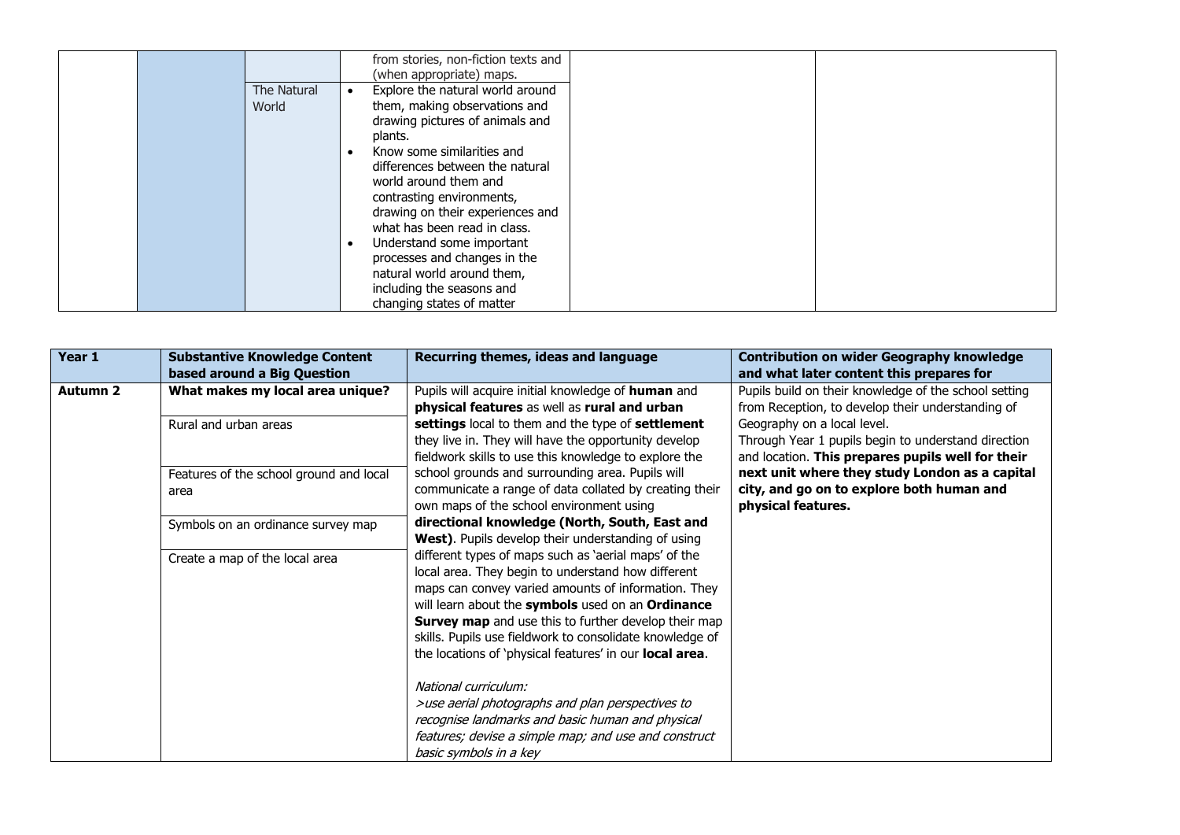| | | | | | |
|---|---|---|---|---|---|
| | | | from stories, non-fiction texts and (when appropriate) maps. | | |
| | | The Natural World | • Explore the natural world around them, making observations and drawing pictures of animals and plants.<br>• Know some similarities and differences between the natural world around them and contrasting environments, drawing on their experiences and what has been read in class.<br>• Understand some important processes and changes in the natural world around them, including the seasons and changing states of matter | | |

| Year 1 | Substantive Knowledge Content based around a Big Question | Recurring themes, ideas and language | Contribution on wider Geography knowledge and what later content this prepares for |
|---|---|---|---|
| **Autumn 2** | **What makes my local area unique?**<br><br>Rural and urban areas<br><br>Features of the school ground and local area<br><br>Symbols on an ordinance survey map<br><br>Create a map of the local area | Pupils will acquire initial knowledge of **human** and **physical features** as well as **rural and urban settings** local to them and the type of **settlement** they live in. They will have the opportunity develop fieldwork skills to use this knowledge to explore the school grounds and surrounding area. Pupils will communicate a range of data collated by creating their own maps of the school environment using **directional knowledge (North, South, East and West)**. Pupils develop their understanding of using different types of maps such as 'aerial maps' of the local area. They begin to understand how different maps can convey varied amounts of information. They will learn about the **symbols** used on an **Ordinance Survey map** and use this to further develop their map skills. Pupils use fieldwork to consolidate knowledge of the locations of 'physical features' in our **local area**.<br><br>*National curriculum:*<br>*>use aerial photographs and plan perspectives to recognise landmarks and basic human and physical features; devise a simple map; and use and construct basic symbols in a key* | Pupils build on their knowledge of the school setting from Reception, to develop their understanding of Geography on a local level.<br>Through Year 1 pupils begin to understand direction and location. **This prepares pupils well for their next unit where they study London as a capital city, and go on to explore both human and physical features.** |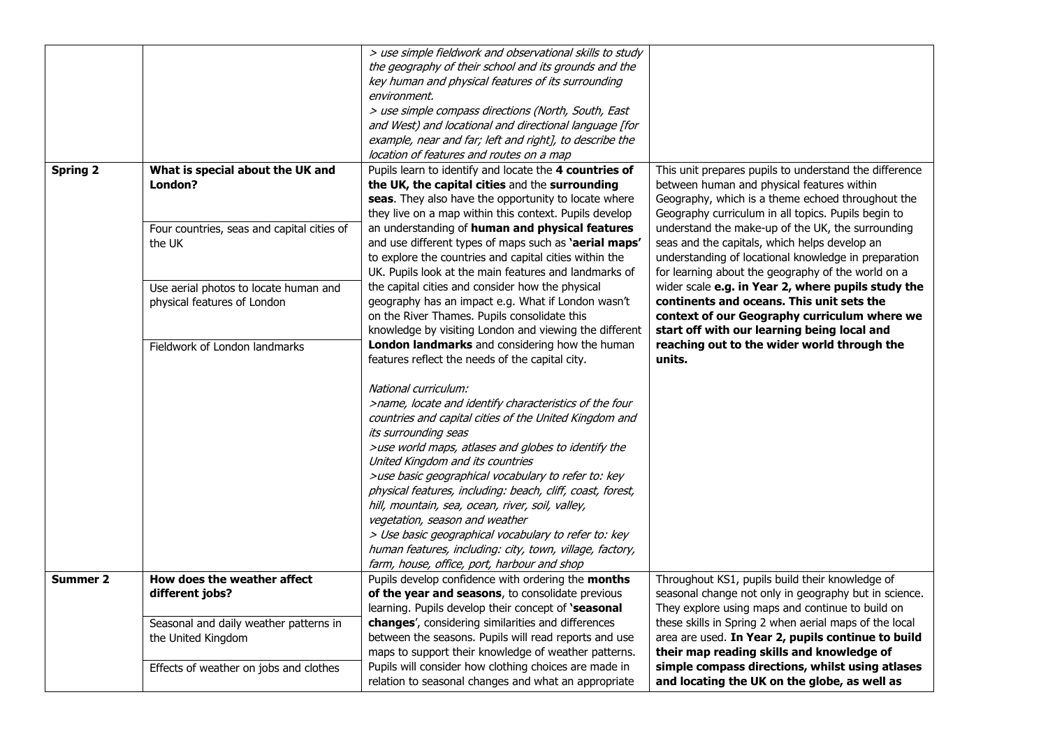| | | | |
|---|---|---|---|
| | | *> use simple fieldwork and observational skills to study the geography of their school and its grounds and the key human and physical features of its surrounding environment.*<br>*> use simple compass directions (North, South, East and West) and locational and directional language [for example, near and far; left and right], to describe the location of features and routes on a map* | |
| **Spring 2** | **What is special about the UK and London?**<br><br>Four countries, seas and capital cities of the UK<br><br>Use aerial photos to locate human and physical features of London<br><br>Fieldwork of London landmarks | Pupils learn to identify and locate the **4 countries of the UK, the capital cities** and the **surrounding seas**. They also have the opportunity to locate where they live on a map within this context. Pupils develop an understanding of **human and physical features** and use different types of maps such as **'aerial maps'** to explore the countries and capital cities within the UK. Pupils look at the main features and landmarks of the capital cities and consider how the physical geography has an impact e.g. What if London wasn't on the River Thames. Pupils consolidate this knowledge by visiting London and viewing the different **London landmarks** and considering how the human features reflect the needs of the capital city.<br><br>*National curriculum:*<br>*>name, locate and identify characteristics of the four countries and capital cities of the United Kingdom and its surrounding seas*<br>*>use world maps, atlases and globes to identify the United Kingdom and its countries*<br>*>use basic geographical vocabulary to refer to: key physical features, including: beach, cliff, coast, forest, hill, mountain, sea, ocean, river, soil, valley, vegetation, season and weather*<br>*> Use basic geographical vocabulary to refer to: key human features, including: city, town, village, factory, farm, house, office, port, harbour and shop* | This unit prepares pupils to understand the difference between human and physical features within Geography, which is a theme echoed throughout the Geography curriculum in all topics. Pupils begin to understand the make-up of the UK, the surrounding seas and the capitals, which helps develop an understanding of locational knowledge in preparation for learning about the geography of the world on a wider scale **e.g. in Year 2, where pupils study the continents and oceans. This unit sets the context of our Geography curriculum where we start off with our learning being local and reaching out to the wider world through the units.** |
| **Summer 2** | **How does the weather affect different jobs?**<br><br>Seasonal and daily weather patterns in the United Kingdom<br><br>Effects of weather on jobs and clothes | Pupils develop confidence with ordering the **months of the year and seasons**, to consolidate previous learning. Pupils develop their concept of **'seasonal changes**', considering similarities and differences between the seasons. Pupils will read reports and use maps to support their knowledge of weather patterns. Pupils will consider how clothing choices are made in relation to seasonal changes and what an appropriate | Throughout KS1, pupils build their knowledge of seasonal change not only in geography but in science. They explore using maps and continue to build on these skills in Spring 2 when aerial maps of the local area are used. **In Year 2, pupils continue to build their map reading skills and knowledge of simple compass directions, whilst using atlases and locating the UK on the globe, as well as** |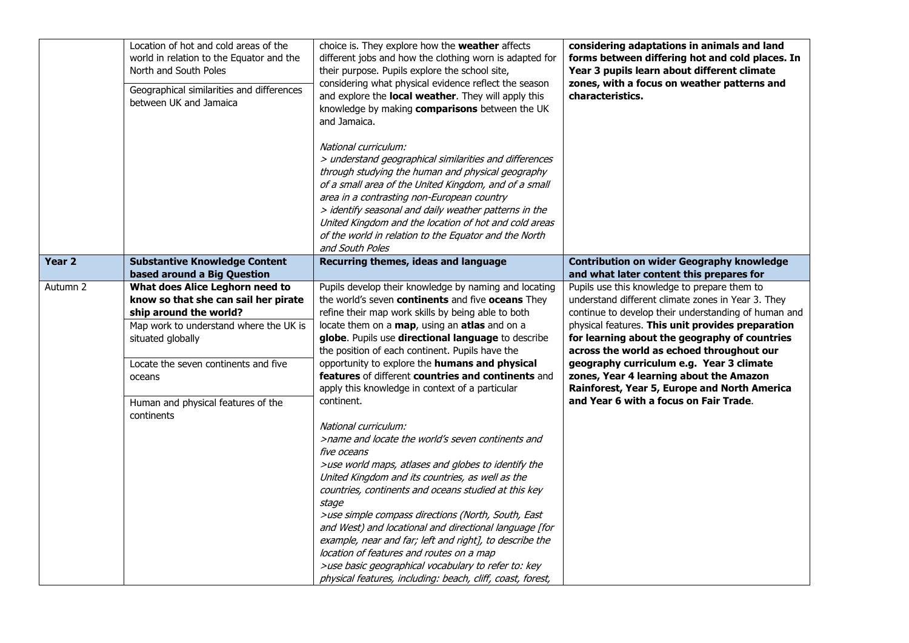| | | | |
|---|---|---|---|
| | Location of hot and cold areas of the world in relation to the Equator and the North and South Poles<br><br>Geographical similarities and differences between UK and Jamaica | choice is. They explore how the **weather** affects different jobs and how the clothing worn is adapted for their purpose. Pupils explore the school site, considering what physical evidence reflect the season and explore the **local weather**. They will apply this knowledge by making **comparisons** between the UK and Jamaica.<br><br>*National curriculum:*<br>*> understand geographical similarities and differences through studying the human and physical geography of a small area of the United Kingdom, and of a small area in a contrasting non-European country*<br>*> identify seasonal and daily weather patterns in the United Kingdom and the location of hot and cold areas of the world in relation to the Equator and the North and South Poles* | **considering adaptations in animals and land forms between differing hot and cold places. In Year 3 pupils learn about different climate zones, with a focus on weather patterns and characteristics.** |
| **Year 2** | **Substantive Knowledge Content based around a Big Question** | **Recurring themes, ideas and language** | **Contribution on wider Geography knowledge and what later content this prepares for** |
| Autumn 2 | **What does Alice Leghorn need to know so that she can sail her pirate ship around the world?**<br><br>Map work to understand where the UK is situated globally<br><br>Locate the seven continents and five oceans<br><br>Human and physical features of the continents | Pupils develop their knowledge by naming and locating the world's seven **continents** and five **oceans** They refine their map work skills by being able to both locate them on a **map**, using an **atlas** and on a **globe**. Pupils use **directional language** to describe the position of each continent. Pupils have the opportunity to explore the **humans and physical features** of different **countries and continents** and apply this knowledge in context of a particular continent.<br><br>*National curriculum:*<br>*>name and locate the world's seven continents and five oceans*<br>*>use world maps, atlases and globes to identify the United Kingdom and its countries, as well as the countries, continents and oceans studied at this key stage*<br>*>use simple compass directions (North, South, East and West) and locational and directional language [for example, near and far; left and right], to describe the location of features and routes on a map*<br>*>use basic geographical vocabulary to refer to: key physical features, including: beach, cliff, coast, forest,* | Pupils use this knowledge to prepare them to understand different climate zones in Year 3. They continue to develop their understanding of human and physical features. **This unit provides preparation for learning about the geography of countries across the world as echoed throughout our geography curriculum e.g. Year 3 climate zones, Year 4 learning about the Amazon Rainforest, Year 5, Europe and North America and Year 6 with a focus on Fair Trade**. |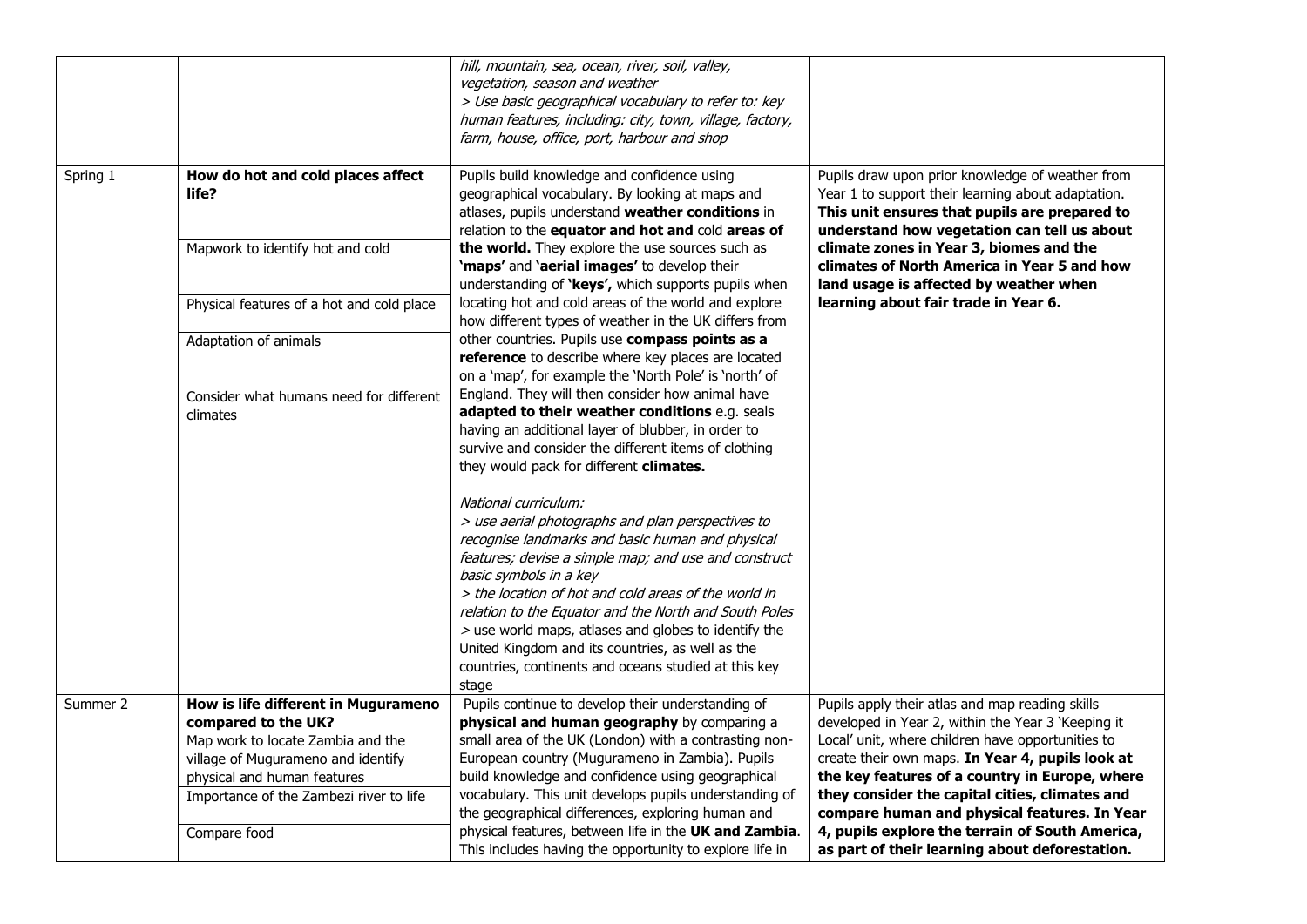| | | | |
|---|---|---|---|
| | | *hill, mountain, sea, ocean, river, soil, valley, vegetation, season and weather*<br>*> Use basic geographical vocabulary to refer to: key human features, including: city, town, village, factory, farm, house, office, port, harbour and shop* | |
| Spring 1 | **How do hot and cold places affect life?**<br><br>Mapwork to identify hot and cold<br><br>Physical features of a hot and cold place<br><br>Adaptation of animals<br><br>Consider what humans need for different climates | Pupils build knowledge and confidence using geographical vocabulary. By looking at maps and atlases, pupils understand **weather conditions** in relation to the **equator and hot and** cold **areas of the world.** They explore the use sources such as **'maps'** and **'aerial images'** to develop their understanding of **'keys',** which supports pupils when locating hot and cold areas of the world and explore how different types of weather in the UK differs from other countries. Pupils use **compass points as a reference** to describe where key places are located on a 'map', for example the 'North Pole' is 'north' of England. They will then consider how animal have **adapted to their weather conditions** e.g. seals having an additional layer of blubber, in order to survive and consider the different items of clothing they would pack for different **climates.**<br><br>*National curriculum:*<br>*> use aerial photographs and plan perspectives to recognise landmarks and basic human and physical features; devise a simple map; and use and construct basic symbols in a key*<br>*> the location of hot and cold areas of the world in relation to the Equator and the North and South Poles*<br>> use world maps, atlases and globes to identify the United Kingdom and its countries, as well as the countries, continents and oceans studied at this key stage | Pupils draw upon prior knowledge of weather from Year 1 to support their learning about adaptation. **This unit ensures that pupils are prepared to understand how vegetation can tell us about climate zones in Year 3, biomes and the climates of North America in Year 5 and how land usage is affected by weather when learning about fair trade in Year 6.** |
| Summer 2 | **How is life different in Mugurameno compared to the UK?**<br>Map work to locate Zambia and the village of Mugurameno and identify physical and human features<br>Importance of the Zambezi river to life<br><br>Compare food | Pupils continue to develop their understanding of **physical and human geography** by comparing a small area of the UK (London) with a contrasting non-European country (Mugurameno in Zambia). Pupils build knowledge and confidence using geographical vocabulary. This unit develops pupils understanding of the geographical differences, exploring human and physical features, between life in the **UK and Zambia**. This includes having the opportunity to explore life in | Pupils apply their atlas and map reading skills developed in Year 2, within the Year 3 'Keeping it Local' unit, where children have opportunities to create their own maps. **In Year 4, pupils look at the key features of a country in Europe, where they consider the capital cities, climates and compare human and physical features. In Year 4, pupils explore the terrain of South America, as part of their learning about deforestation.** |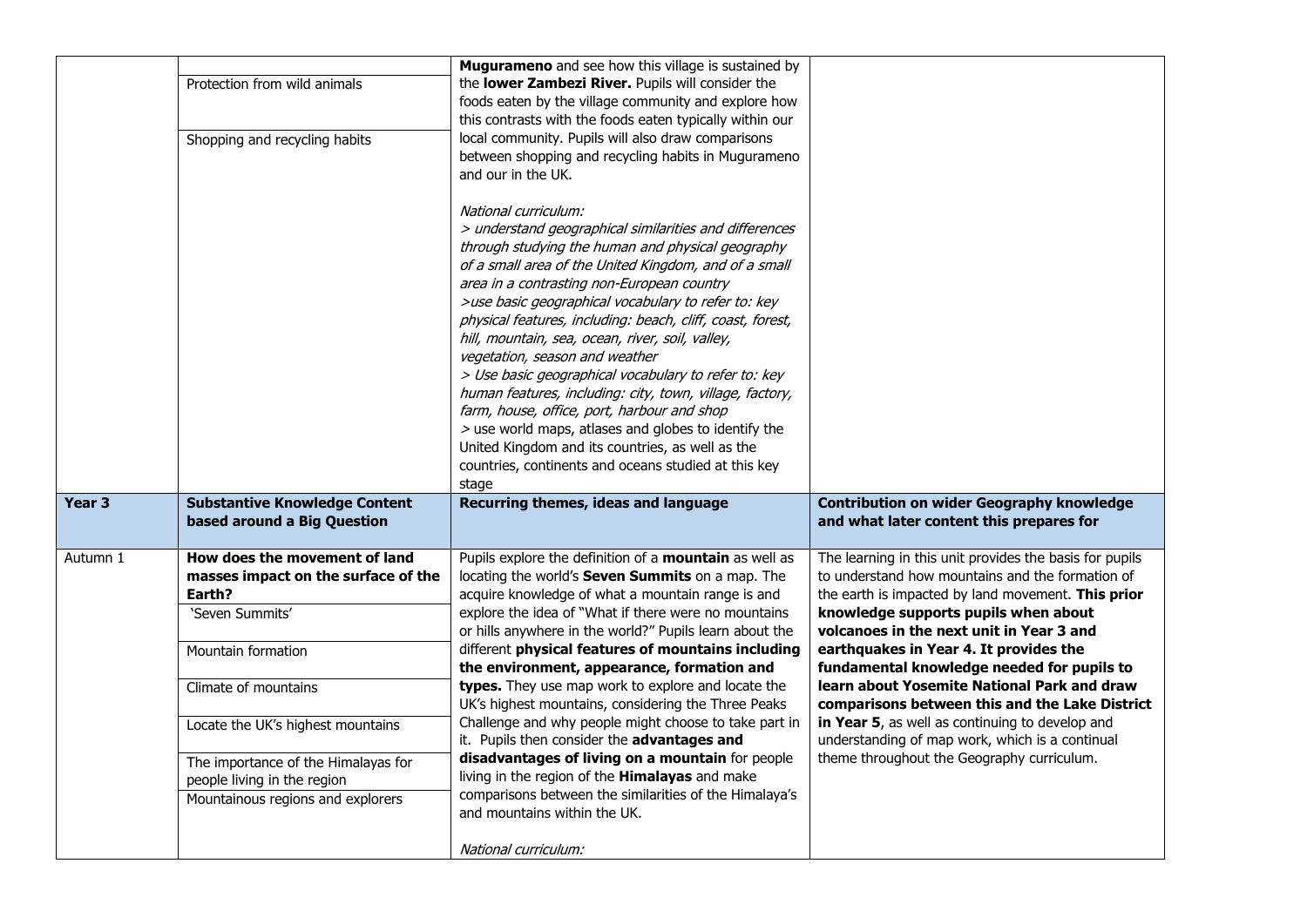| | | | |
|---|---|---|---|
| | Protection from wild animals<br><br>Shopping and recycling habits | **Muguramenо** and see how this village is sustained by the **lower Zambezi River.** Pupils will consider the foods eaten by the village community and explore how this contrasts with the foods eaten typically within our local community. Pupils will also draw comparisons between shopping and recycling habits in Muguramenо and our in the UK.<br><br>*National curriculum:*<br>*> understand geographical similarities and differences through studying the human and physical geography of a small area of the United Kingdom, and of a small area in a contrasting non-European country*<br>*>use basic geographical vocabulary to refer to: key physical features, including: beach, cliff, coast, forest, hill, mountain, sea, ocean, river, soil, valley, vegetation, season and weather*<br>*> Use basic geographical vocabulary to refer to: key human features, including: city, town, village, factory, farm, house, office, port, harbour and shop*<br>> use world maps, atlases and globes to identify the United Kingdom and its countries, as well as the countries, continents and oceans studied at this key stage | |
| **Year 3** | **Substantive Knowledge Content based around a Big Question** | **Recurring themes, ideas and language** | **Contribution on wider Geography knowledge and what later content this prepares for** |
| Autumn 1 | **How does the movement of land masses impact on the surface of the Earth?**<br>'Seven Summits'<br><br>Mountain formation<br><br>Climate of mountains<br><br>Locate the UK's highest mountains<br><br>The importance of the Himalayas for people living in the region<br><br>Mountainous regions and explorers | Pupils explore the definition of a **mountain** as well as locating the world's **Seven Summits** on a map. The acquire knowledge of what a mountain range is and explore the idea of "What if there were no mountains or hills anywhere in the world?" Pupils learn about the different **physical features of mountains including the environment, appearance, formation and types.** They use map work to explore and locate the UK's highest mountains, considering the Three Peaks Challenge and why people might choose to take part in it. Pupils then consider the **advantages and disadvantages of living on a mountain** for people living in the region of the **Himalayas** and make comparisons between the similarities of the Himalaya's and mountains within the UK.<br><br>*National curriculum:* | The learning in this unit provides the basis for pupils to understand how mountains and the formation of the earth is impacted by land movement. **This prior knowledge supports pupils when about volcanoes in the next unit in Year 3 and earthquakes in Year 4. It provides the fundamental knowledge needed for pupils to learn about Yosemite National Park and draw comparisons between this and the Lake District in Year 5**, as well as continuing to develop and understanding of map work, which is a continual theme throughout the Geography curriculum. |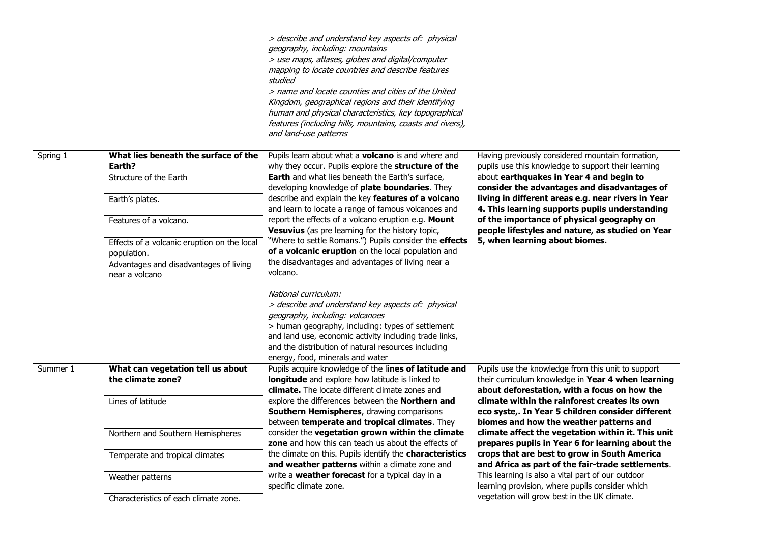| | | | |
|---|---|---|---|
| | | *> describe and understand key aspects of: physical geography, including: mountains*<br>*> use maps, atlases, globes and digital/computer mapping to locate countries and describe features studied*<br>*> name and locate counties and cities of the United Kingdom, geographical regions and their identifying human and physical characteristics, key topographical features (including hills, mountains, coasts and rivers), and land-use patterns* | |
| Spring 1 | **What lies beneath the surface of the Earth?**<br>Structure of the Earth<br>Earth's plates.<br>Features of a volcano.<br>Effects of a volcanic eruption on the local population.<br>Advantages and disadvantages of living near a volcano | Pupils learn about what a **volcano** is and where and why they occur. Pupils explore the **structure of the Earth** and what lies beneath the Earth's surface, developing knowledge of **plate boundaries**. They describe and explain the key **features of a volcano** and learn to locate a range of famous volcanoes and report the effects of a volcano eruption e.g. **Mount Vesuvius** (as pre learning for the history topic, "Where to settle Romans.") Pupils consider the **effects of a volcanic eruption** on the local population and the disadvantages and advantages of living near a volcano.<br><br>*National curriculum:*<br>*> describe and understand key aspects of: physical geography, including: volcanoes*<br>> human geography, including: types of settlement and land use, economic activity including trade links, and the distribution of natural resources including energy, food, minerals and water | Having previously considered mountain formation, pupils use this knowledge to support their learning about **earthquakes in Year 4 and begin to consider the advantages and disadvantages of living in different areas e.g. near rivers in Year 4. This learning supports pupils understanding of the importance of physical geography on people lifestyles and nature, as studied on Year 5, when learning about biomes.** |
| Summer 1 | **What can vegetation tell us about the climate zone?**<br>Lines of latitude<br>Northern and Southern Hemispheres<br>Temperate and tropical climates<br>Weather patterns<br>Characteristics of each climate zone. | Pupils acquire knowledge of the l**ines of latitude and longitude** and explore how latitude is linked to **climate.** The locate different climate zones and explore the differences between the **Northern and Southern Hemispheres**, drawing comparisons between **temperate and tropical climates**. They consider the **vegetation grown within the climate zone** and how this can teach us about the effects of the climate on this. Pupils identify the **characteristics and weather patterns** within a climate zone and write a **weather forecast** for a typical day in a specific climate zone. | Pupils use the knowledge from this unit to support their curriculum knowledge in **Year 4 when learning about deforestation, with a focus on how the climate within the rainforest creates its own eco syste,. In Year 5 children consider different biomes and how the weather patterns and climate affect the vegetation within it. This unit prepares pupils in Year 6 for learning about the crops that are best to grow in South America and Africa as part of the fair-trade settlements**. This learning is also a vital part of our outdoor learning provision, where pupils consider which vegetation will grow best in the UK climate. |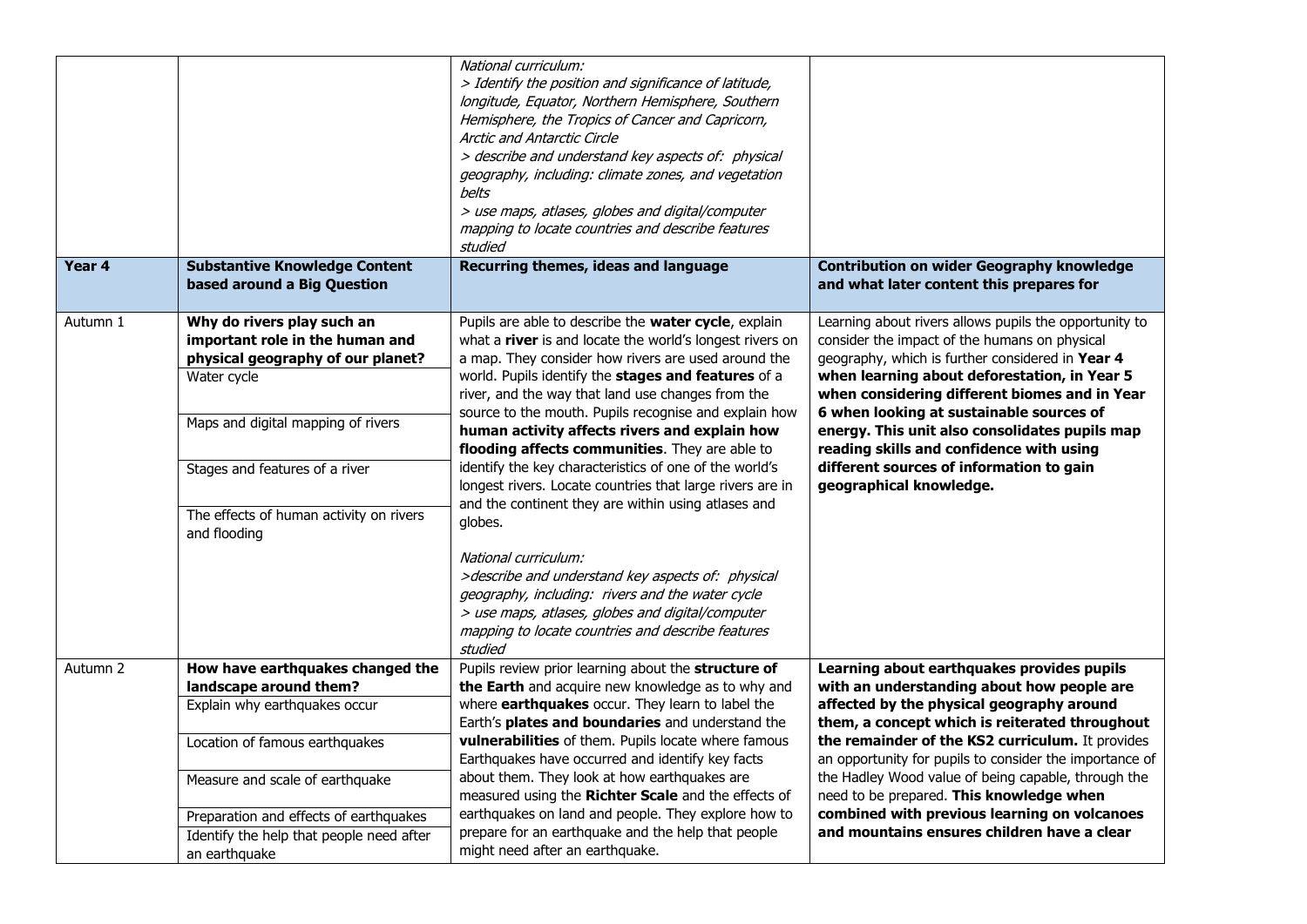| | | | |
|---|---|---|---|
| | | *National curriculum:*<br>*> Identify the position and significance of latitude, longitude, Equator, Northern Hemisphere, Southern Hemisphere, the Tropics of Cancer and Capricorn, Arctic and Antarctic Circle*<br>*> describe and understand key aspects of: physical geography, including: climate zones, and vegetation belts*<br>*> use maps, atlases, globes and digital/computer mapping to locate countries and describe features studied* | |
| **Year 4** | **Substantive Knowledge Content based around a Big Question** | **Recurring themes, ideas and language** | **Contribution on wider Geography knowledge and what later content this prepares for** |
| Autumn 1 | **Why do rivers play such an important role in the human and physical geography of our planet?**<br>Water cycle<br>Maps and digital mapping of rivers<br>Stages and features of a river<br>The effects of human activity on rivers and flooding | Pupils are able to describe the **water cycle**, explain what a **river** is and locate the world's longest rivers on a map. They consider how rivers are used around the world. Pupils identify the **stages and features** of a river, and the way that land use changes from the source to the mouth. Pupils recognise and explain how **human activity affects rivers and explain how flooding affects communities**. They are able to identify the key characteristics of one of the world's longest rivers. Locate countries that large rivers are in and the continent they are within using atlases and globes.<br><br>*National curriculum:*<br>*>describe and understand key aspects of: physical geography, including: rivers and the water cycle*<br>*> use maps, atlases, globes and digital/computer mapping to locate countries and describe features studied* | Learning about rivers allows pupils the opportunity to consider the impact of the humans on physical geography, which is further considered in **Year 4 when learning about deforestation, in Year 5 when considering different biomes and in Year 6 when looking at sustainable sources of energy. This unit also consolidates pupils map reading skills and confidence with using different sources of information to gain geographical knowledge.** |
| Autumn 2 | **How have earthquakes changed the landscape around them?**<br>Explain why earthquakes occur<br>Location of famous earthquakes<br>Measure and scale of earthquake<br>Preparation and effects of earthquakes<br>Identify the help that people need after an earthquake | Pupils review prior learning about the **structure of the Earth** and acquire new knowledge as to why and where **earthquakes** occur. They learn to label the Earth's **plates and boundaries** and understand the **vulnerabilities** of them. Pupils locate where famous Earthquakes have occurred and identify key facts about them. They look at how earthquakes are measured using the **Richter Scale** and the effects of earthquakes on land and people. They explore how to prepare for an earthquake and the help that people might need after an earthquake. | **Learning about earthquakes provides pupils with an understanding about how people are affected by the physical geography around them, a concept which is reiterated throughout the remainder of the KS2 curriculum.** It provides an opportunity for pupils to consider the importance of the Hadley Wood value of being capable, through the need to be prepared. **This knowledge when combined with previous learning on volcanoes and mountains ensures children have a clear** |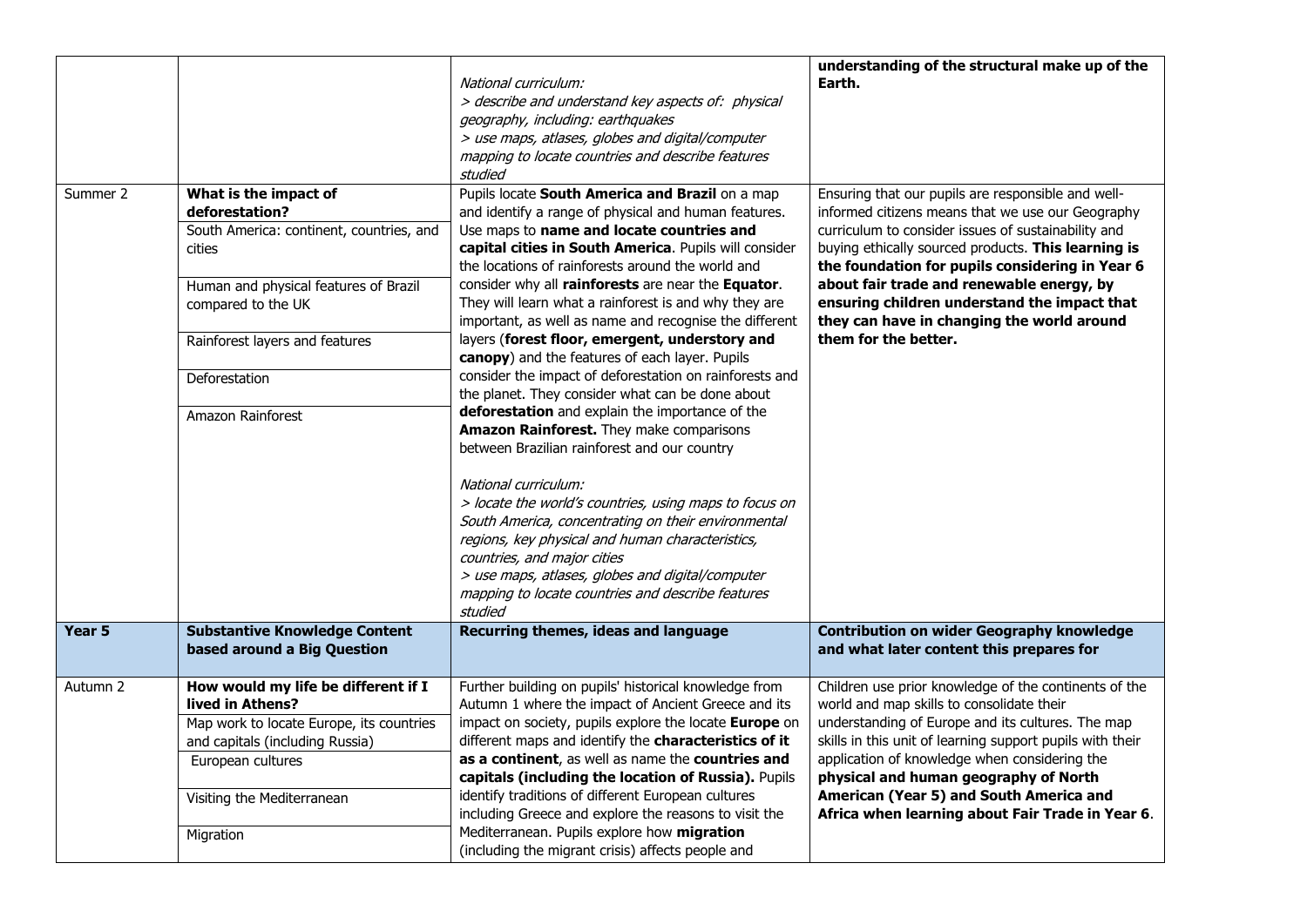| | | *National curriculum:*<br>*> describe and understand key aspects of: physical geography, including: earthquakes*<br>*> use maps, atlases, globes and digital/computer mapping to locate countries and describe features studied* | **understanding of the structural make up of the Earth.** |
|---|---|---|---|
| Summer 2 | **What is the impact of deforestation?**<br>South America: continent, countries, and cities<br>Human and physical features of Brazil compared to the UK<br>Rainforest layers and features<br>Deforestation<br>Amazon Rainforest | Pupils locate **South America and Brazil** on a map and identify a range of physical and human features. Use maps to **name and locate countries and capital cities in South America**. Pupils will consider the locations of rainforests around the world and consider why all **rainforests** are near the **Equator**. They will learn what a rainforest is and why they are important, as well as name and recognise the different layers (**forest floor, emergent, understory and canopy**) and the features of each layer. Pupils consider the impact of deforestation on rainforests and the planet. They consider what can be done about **deforestation** and explain the importance of the **Amazon Rainforest.** They make comparisons between Brazilian rainforest and our country<br><br>*National curriculum:*<br>*> locate the world's countries, using maps to focus on South America, concentrating on their environmental regions, key physical and human characteristics, countries, and major cities*<br>*> use maps, atlases, globes and digital/computer mapping to locate countries and describe features studied* | Ensuring that our pupils are responsible and well-informed citizens means that we use our Geography curriculum to consider issues of sustainability and buying ethically sourced products. **This learning is the foundation for pupils considering in Year 6 about fair trade and renewable energy, by ensuring children understand the impact that they can have in changing the world around them for the better.** |
| **Year 5** | **Substantive Knowledge Content based around a Big Question** | **Recurring themes, ideas and language** | **Contribution on wider Geography knowledge and what later content this prepares for** |
| Autumn 2 | **How would my life be different if I lived in Athens?**<br>Map work to locate Europe, its countries and capitals (including Russia)<br>European cultures<br>Visiting the Mediterranean<br>Migration | Further building on pupils' historical knowledge from Autumn 1 where the impact of Ancient Greece and its impact on society, pupils explore the locate **Europe** on different maps and identify the **characteristics of it as a continent**, as well as name the **countries and capitals (including the location of Russia).** Pupils identify traditions of different European cultures including Greece and explore the reasons to visit the Mediterranean. Pupils explore how **migration** (including the migrant crisis) affects people and | Children use prior knowledge of the continents of the world and map skills to consolidate their understanding of Europe and its cultures. The map skills in this unit of learning support pupils with their application of knowledge when considering the **physical and human geography of North American (Year 5) and South America and Africa when learning about Fair Trade in Year 6**. |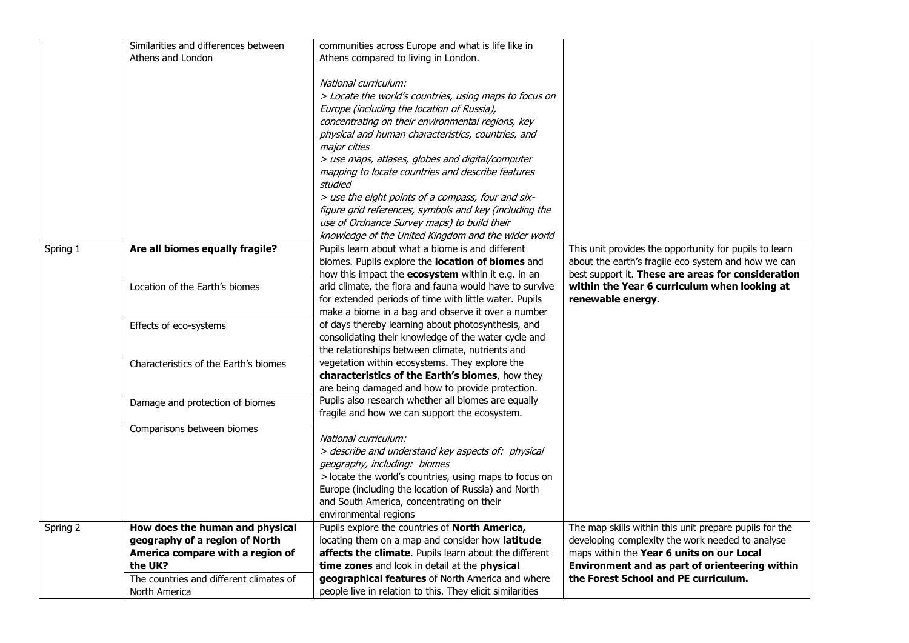| | | | |
|---|---|---|---|
| | Similarities and differences between Athens and London | communities across Europe and what is life like in Athens compared to living in London.<br><br>*National curriculum:*<br>*> Locate the world's countries, using maps to focus on Europe (including the location of Russia), concentrating on their environmental regions, key physical and human characteristics, countries, and major cities*<br>*> use maps, atlases, globes and digital/computer mapping to locate countries and describe features studied*<br>*> use the eight points of a compass, four and six-figure grid references, symbols and key (including the use of Ordnance Survey maps) to build their knowledge of the United Kingdom and the wider world* | |
| Spring 1 | **Are all biomes equally fragile?**<br><br>Location of the Earth's biomes<br><br>Effects of eco-systems<br><br>Characteristics of the Earth's biomes<br><br>Damage and protection of biomes<br><br>Comparisons between biomes | Pupils learn about what a biome is and different biomes. Pupils explore the **location of biomes** and how this impact the **ecosystem** within it e.g. in an arid climate, the flora and fauna would have to survive for extended periods of time with little water. Pupils make a biome in a bag and observe it over a number of days thereby learning about photosynthesis, and consolidating their knowledge of the water cycle and the relationships between climate, nutrients and vegetation within ecosystems. They explore the **characteristics of the Earth's biomes**, how they are being damaged and how to provide protection. Pupils also research whether all biomes are equally fragile and how we can support the ecosystem.<br><br>*National curriculum:*<br>*> describe and understand key aspects of: physical geography, including: biomes*<br>> locate the world's countries, using maps to focus on Europe (including the location of Russia) and North and South America, concentrating on their environmental regions | This unit provides the opportunity for pupils to learn about the earth's fragile eco system and how we can best support it. **These are areas for consideration within the Year 6 curriculum when looking at renewable energy.** |
| Spring 2 | **How does the human and physical geography of a region of North America compare with a region of the UK?**<br><br>The countries and different climates of North America | Pupils explore the countries of **North America,** locating them on a map and consider how **latitude affects the climate**. Pupils learn about the different **time zones** and look in detail at the **physical geographical features** of North America and where people live in relation to this. They elicit similarities | The map skills within this unit prepare pupils for the developing complexity the work needed to analyse maps within the **Year 6 units on our Local Environment and as part of orienteering within the Forest School and PE curriculum.** |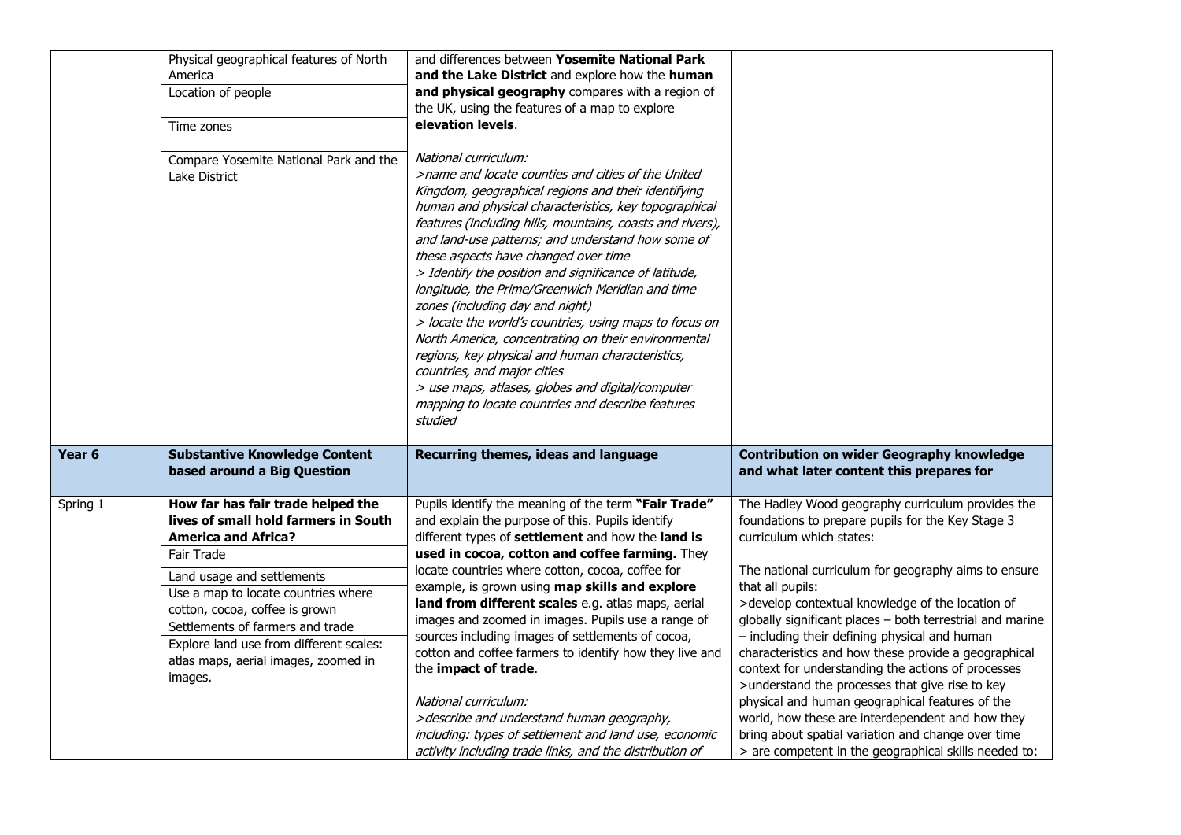| | | | |
|---|---|---|---|
| | Physical geographical features of North America<br>Location of people<br>Time zones<br>Compare Yosemite National Park and the Lake District | and differences between **Yosemite National Park and the Lake District** and explore how the **human and physical geography** compares with a region of the UK, using the features of a map to explore **elevation levels**.<br><br>*National curriculum:*<br>*>name and locate counties and cities of the United Kingdom, geographical regions and their identifying human and physical characteristics, key topographical features (including hills, mountains, coasts and rivers), and land-use patterns; and understand how some of these aspects have changed over time*<br>*> Identify the position and significance of latitude, longitude, the Prime/Greenwich Meridian and time zones (including day and night)*<br>*> locate the world's countries, using maps to focus on North America, concentrating on their environmental regions, key physical and human characteristics, countries, and major cities*<br>*> use maps, atlases, globes and digital/computer mapping to locate countries and describe features studied* | |
| **Year 6** | **Substantive Knowledge Content based around a Big Question** | **Recurring themes, ideas and language** | **Contribution on wider Geography knowledge and what later content this prepares for** |
| Spring 1 | **How far has fair trade helped the lives of small hold farmers in South America and Africa?**<br>Fair Trade<br>Land usage and settlements<br>Use a map to locate countries where cotton, cocoa, coffee is grown<br>Settlements of farmers and trade<br>Explore land use from different scales: atlas maps, aerial images, zoomed in images. | Pupils identify the meaning of the term **"Fair Trade"** and explain the purpose of this. Pupils identify different types of **settlement** and how the **land is used in cocoa, cotton and coffee farming.** They locate countries where cotton, cocoa, coffee for example, is grown using **map skills and explore land from different scales** e.g. atlas maps, aerial images and zoomed in images. Pupils use a range of sources including images of settlements of cocoa, cotton and coffee farmers to identify how they live and the **impact of trade**.<br><br>*National curriculum:*<br>*>describe and understand human geography, including: types of settlement and land use, economic activity including trade links, and the distribution of* | The Hadley Wood geography curriculum provides the foundations to prepare pupils for the Key Stage 3 curriculum which states:<br><br>The national curriculum for geography aims to ensure that all pupils:<br>>develop contextual knowledge of the location of globally significant places – both terrestrial and marine – including their defining physical and human characteristics and how these provide a geographical context for understanding the actions of processes<br>>understand the processes that give rise to key physical and human geographical features of the world, how these are interdependent and how they bring about spatial variation and change over time<br>> are competent in the geographical skills needed to: |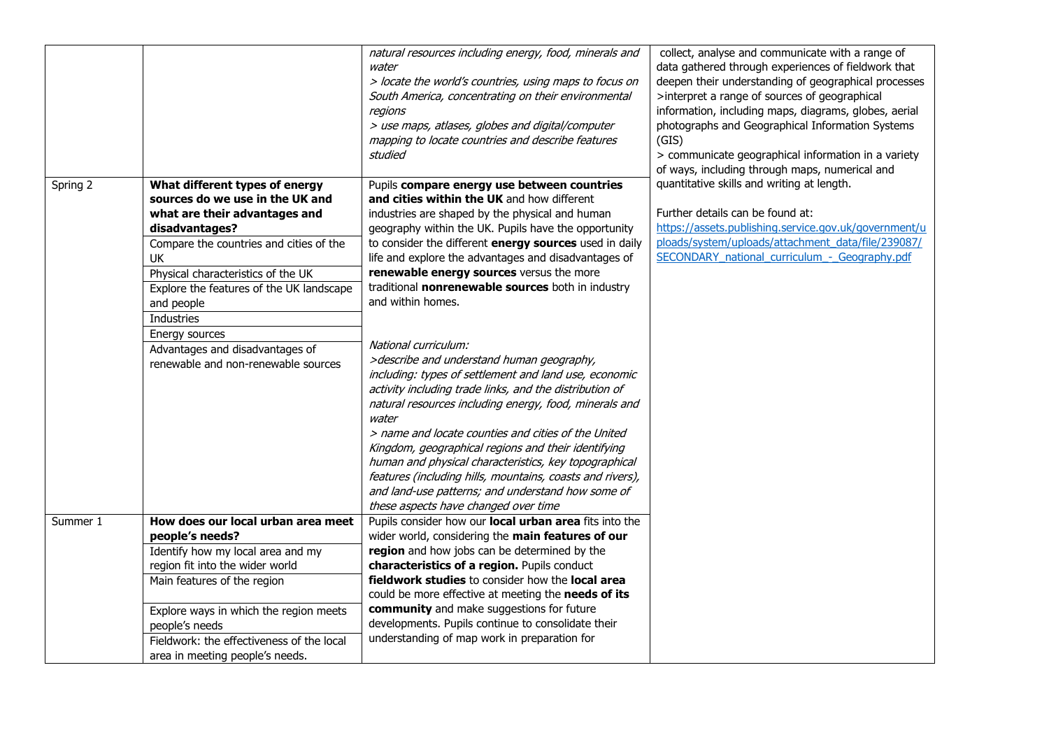| | | | |
|---|---|---|---|
| | | *natural resources including energy, food, minerals and water*<br>*> locate the world's countries, using maps to focus on South America, concentrating on their environmental regions*<br>*> use maps, atlases, globes and digital/computer mapping to locate countries and describe features studied* | collect, analyse and communicate with a range of data gathered through experiences of fieldwork that deepen their understanding of geographical processes<br>>interpret a range of sources of geographical information, including maps, diagrams, globes, aerial photographs and Geographical Information Systems (GIS)<br>> communicate geographical information in a variety of ways, including through maps, numerical and quantitative skills and writing at length.<br><br>Further details can be found at:<br>https://assets.publishing.service.gov.uk/government/uploads/system/uploads/attachment_data/file/239087/SECONDARY_national_curriculum_-_Geography.pdf |
| Spring 2 | **What different types of energy sources do we use in the UK and what are their advantages and disadvantages?**<br>Compare the countries and cities of the UK<br>Physical characteristics of the UK<br>Explore the features of the UK landscape and people<br>Industries<br>Energy sources<br>Advantages and disadvantages of renewable and non-renewable sources | Pupils **compare energy use between countries and cities within the UK** and how different industries are shaped by the physical and human geography within the UK. Pupils have the opportunity to consider the different **energy sources** used in daily life and explore the advantages and disadvantages of **renewable energy sources** versus the more traditional **nonrenewable sources** both in industry and within homes.<br><br>*National curriculum:*<br>*>describe and understand human geography, including: types of settlement and land use, economic activity including trade links, and the distribution of natural resources including energy, food, minerals and water*<br>*> name and locate counties and cities of the United Kingdom, geographical regions and their identifying human and physical characteristics, key topographical features (including hills, mountains, coasts and rivers), and land-use patterns; and understand how some of these aspects have changed over time* | |
| Summer 1 | **How does our local urban area meet people's needs?**<br>Identify how my local area and my region fit into the wider world<br>Main features of the region<br>Explore ways in which the region meets people's needs<br>Fieldwork: the effectiveness of the local area in meeting people's needs. | Pupils consider how our **local urban area** fits into the wider world, considering the **main features of our region** and how jobs can be determined by the **characteristics of a region.** Pupils conduct **fieldwork studies** to consider how the **local area** could be more effective at meeting the **needs of its community** and make suggestions for future developments. Pupils continue to consolidate their understanding of map work in preparation for | |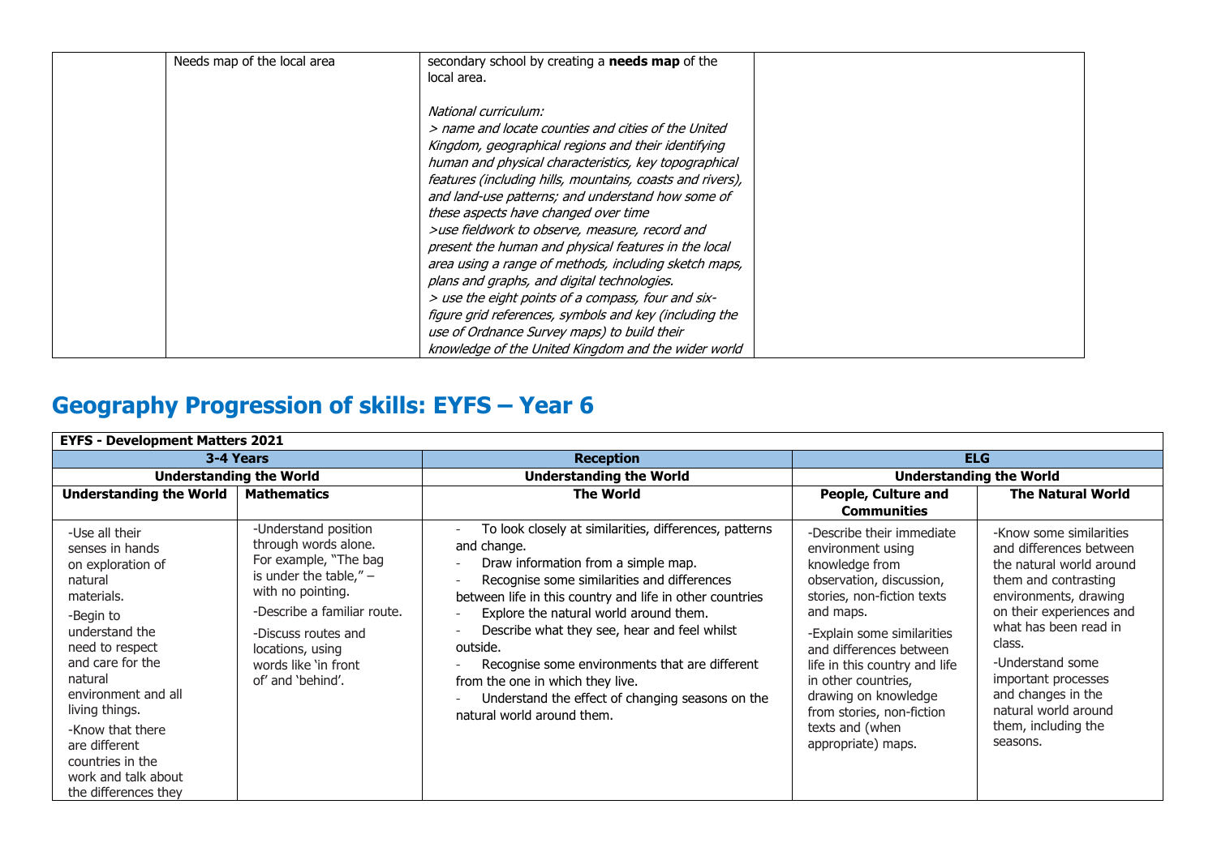|  | Needs map of the local area | secondary school by creating a **needs map** of the local area.<br><br>*National curriculum:*<br>*> name and locate counties and cities of the United Kingdom, geographical regions and their identifying human and physical characteristics, key topographical features (including hills, mountains, coasts and rivers), and land-use patterns; and understand how some of these aspects have changed over time*<br>*>use fieldwork to observe, measure, record and present the human and physical features in the local area using a range of methods, including sketch maps, plans and graphs, and digital technologies.*<br>*> use the eight points of a compass, four and six-figure grid references, symbols and key (including the use of Ordnance Survey maps) to build their knowledge of the United Kingdom and the wider world* |  |
|---|---|---|---|

# Geography Progression of skills: EYFS – Year 6

| **EYFS - Development Matters 2021** | | | | |
|---|---|---|---|---|
| **3-4 Years** | | **Reception** | **ELG** | |
| **Understanding the World** | | **Understanding the World** | **Understanding the World** | |
| **Understanding the World** | **Mathematics** | **The World** | **People, Culture and Communities** | **The Natural World** |
| -Use all their senses in hands on exploration of natural materials.<br>-Begin to understand the need to respect and care for the natural environment and all living things.<br>-Know that there are different countries in the work and talk about the differences they | -Understand position through words alone. For example, "The bag is under the table," – with no pointing.<br>-Describe a familiar route.<br>-Discuss routes and locations, using words like 'in front of' and 'behind'. | - To look closely at similarities, differences, patterns and change.<br>- Draw information from a simple map.<br>- Recognise some similarities and differences between life in this country and life in other countries<br>- Explore the natural world around them.<br>- Describe what they see, hear and feel whilst outside.<br>- Recognise some environments that are different from the one in which they live.<br>- Understand the effect of changing seasons on the natural world around them. | -Describe their immediate environment using knowledge from observation, discussion, stories, non-fiction texts and maps.<br>-Explain some similarities and differences between life in this country and life in other countries, drawing on knowledge from stories, non-fiction texts and (when appropriate) maps. | -Know some similarities and differences between the natural world around them and contrasting environments, drawing on their experiences and what has been read in class.<br>-Understand some important processes and changes in the natural world around them, including the seasons. |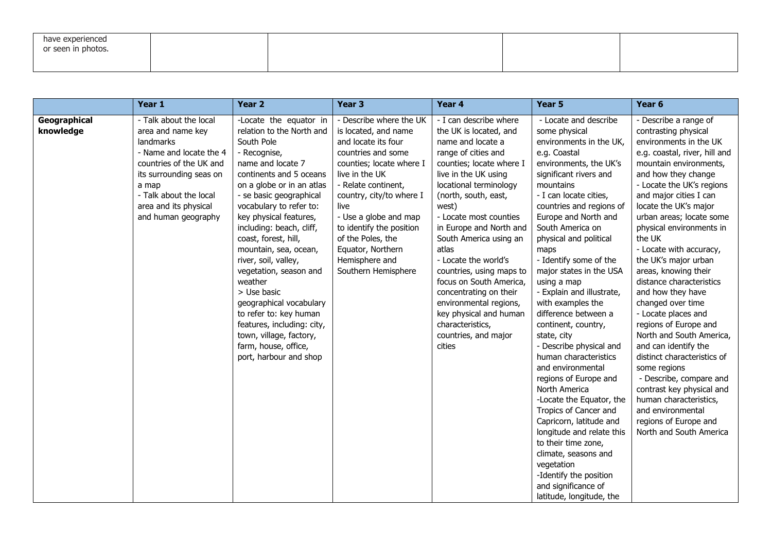| have experienced or seen in photos. | | | | |
|---|---|---|---|---|

| | Year 1 | Year 2 | Year 3 | Year 4 | Year 5 | Year 6 |
|---|---|---|---|---|---|---|
| **Geographical knowledge** | - Talk about the local area and name key landmarks<br>- Name and locate the 4 countries of the UK and its surrounding seas on a map<br>- Talk about the local area and its physical and human geography | -Locate the equator in relation to the North and South Pole<br>- Recognise, name and locate 7 continents and 5 oceans on a globe or in an atlas<br>- se basic geographical vocabulary to refer to: key physical features, including: beach, cliff, coast, forest, hill, mountain, sea, ocean, river, soil, valley, vegetation, season and weather<br>> Use basic geographical vocabulary to refer to: key human features, including: city, town, village, factory, farm, house, office, port, harbour and shop | - Describe where the UK is located, and name and locate its four countries and some counties; locate where I live in the UK<br>- Relate continent, country, city/to where I live<br>- Use a globe and map to identify the position of the Poles, the Equator, Northern Hemisphere and Southern Hemisphere | - I can describe where the UK is located, and name and locate a range of cities and counties; locate where I live in the UK using locational terminology (north, south, east, west)<br>- Locate most counties in Europe and North and South America using an atlas<br>- Locate the world's countries, using maps to focus on South America, concentrating on their environmental regions, key physical and human characteristics, countries, and major cities | - Locate and describe some physical environments in the UK, e.g. Coastal environments, the UK's significant rivers and mountains<br>- I can locate cities, countries and regions of Europe and North and South America on physical and political maps<br>- Identify some of the major states in the USA using a map<br>- Explain and illustrate, with examples the difference between a continent, country, state, city<br>- Describe physical and human characteristics and environmental regions of Europe and North America<br>-Locate the Equator, the Tropics of Cancer and Capricorn, latitude and longitude and relate this to their time zone, climate, seasons and vegetation<br>-Identify the position and significance of latitude, longitude, the | - Describe a range of contrasting physical environments in the UK e.g. coastal, river, hill and mountain environments, and how they change<br>- Locate the UK's regions and major cities I can locate the UK's major urban areas; locate some physical environments in the UK<br>- Locate with accuracy, the UK's major urban areas, knowing their distance characteristics and how they have changed over time<br>- Locate places and regions of Europe and North and South America, and can identify the distinct characteristics of some regions<br>- Describe, compare and contrast key physical and human characteristics, and environmental regions of Europe and North and South America |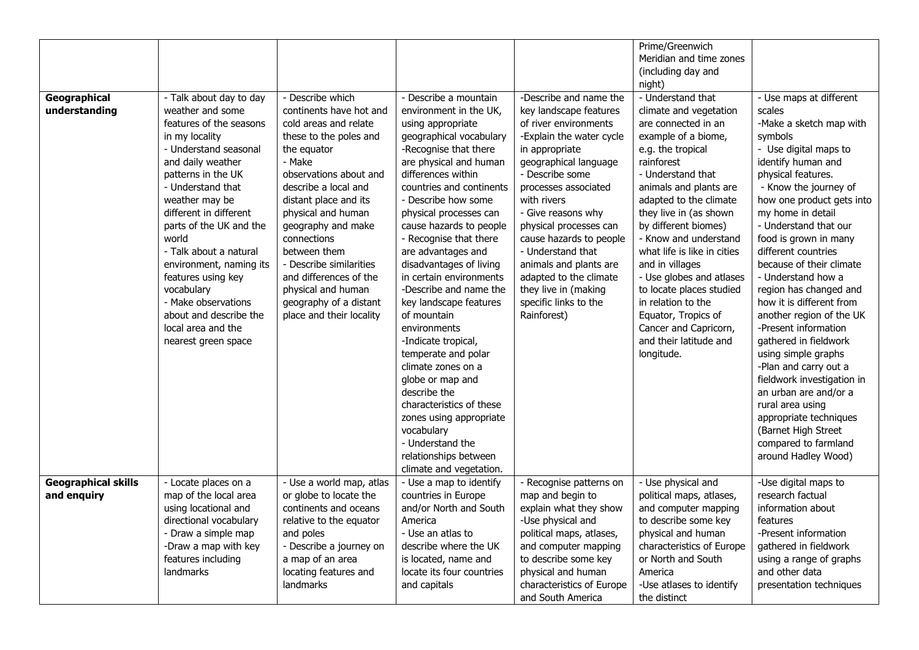| | | | | | | |
|---|---|---|---|---|---|---|
| | | | | | Prime/Greenwich Meridian and time zones (including day and night) | |
| **Geographical understanding** | - Talk about day to day weather and some features of the seasons in my locality<br>- Understand seasonal and daily weather patterns in the UK<br>- Understand that weather may be different in different parts of the UK and the world<br>- Talk about a natural environment, naming its features using key vocabulary<br>- Make observations about and describe the local area and the nearest green space | - Describe which continents have hot and cold areas and relate these to the poles and the equator<br>- Make observations about and describe a local and distant place and its physical and human geography and make connections between them<br>- Describe similarities and differences of the physical and human geography of a distant place and their locality | - Describe a mountain environment in the UK, using appropriate geographical vocabulary<br>-Recognise that there are physical and human differences within countries and continents<br>- Describe how some physical processes can cause hazards to people<br>- Recognise that there are advantages and disadvantages of living in certain environments<br>-Describe and name the key landscape features of mountain environments<br>-Indicate tropical, temperate and polar climate zones on a globe or map and describe the characteristics of these zones using appropriate vocabulary<br>- Understand the relationships between climate and vegetation. | -Describe and name the key landscape features of river environments<br>-Explain the water cycle in appropriate geographical language<br>- Describe some processes associated with rivers<br>- Give reasons why physical processes can cause hazards to people<br>- Understand that animals and plants are adapted to the climate they live in (making specific links to the Rainforest) | - Understand that climate and vegetation are connected in an example of a biome, e.g. the tropical rainforest<br>- Understand that animals and plants are adapted to the climate they live in (as shown by different biomes)<br>- Know and understand what life is like in cities and in villages<br>- Use globes and atlases to locate places studied in relation to the Equator, Tropics of Cancer and Capricorn, and their latitude and longitude. | - Use maps at different scales<br>-Make a sketch map with symbols<br>- Use digital maps to identify human and physical features.<br>- Know the journey of how one product gets into my home in detail<br>- Understand that our food is grown in many different countries because of their climate<br>- Understand how a region has changed and how it is different from another region of the UK<br>-Present information gathered in fieldwork using simple graphs<br>-Plan and carry out a fieldwork investigation in an urban are and/or a rural area using appropriate techniques (Barnet High Street compared to farmland around Hadley Wood) |
| **Geographical skills and enquiry** | - Locate places on a map of the local area using locational and directional vocabulary<br>- Draw a simple map<br>-Draw a map with key features including landmarks | - Use a world map, atlas or globe to locate the continents and oceans relative to the equator and poles<br>- Describe a journey on a map of an area locating features and landmarks | - Use a map to identify countries in Europe and/or North and South America<br>- Use an atlas to describe where the UK is located, name and locate its four countries and capitals | - Recognise patterns on map and begin to explain what they show<br>-Use physical and political maps, atlases, and computer mapping to describe some key physical and human characteristics of Europe and South America | - Use physical and political maps, atlases, and computer mapping to describe some key physical and human characteristics of Europe or North and South America<br>-Use atlases to identify the distinct | -Use digital maps to research factual information about features<br>-Present information gathered in fieldwork using a range of graphs and other data presentation techniques |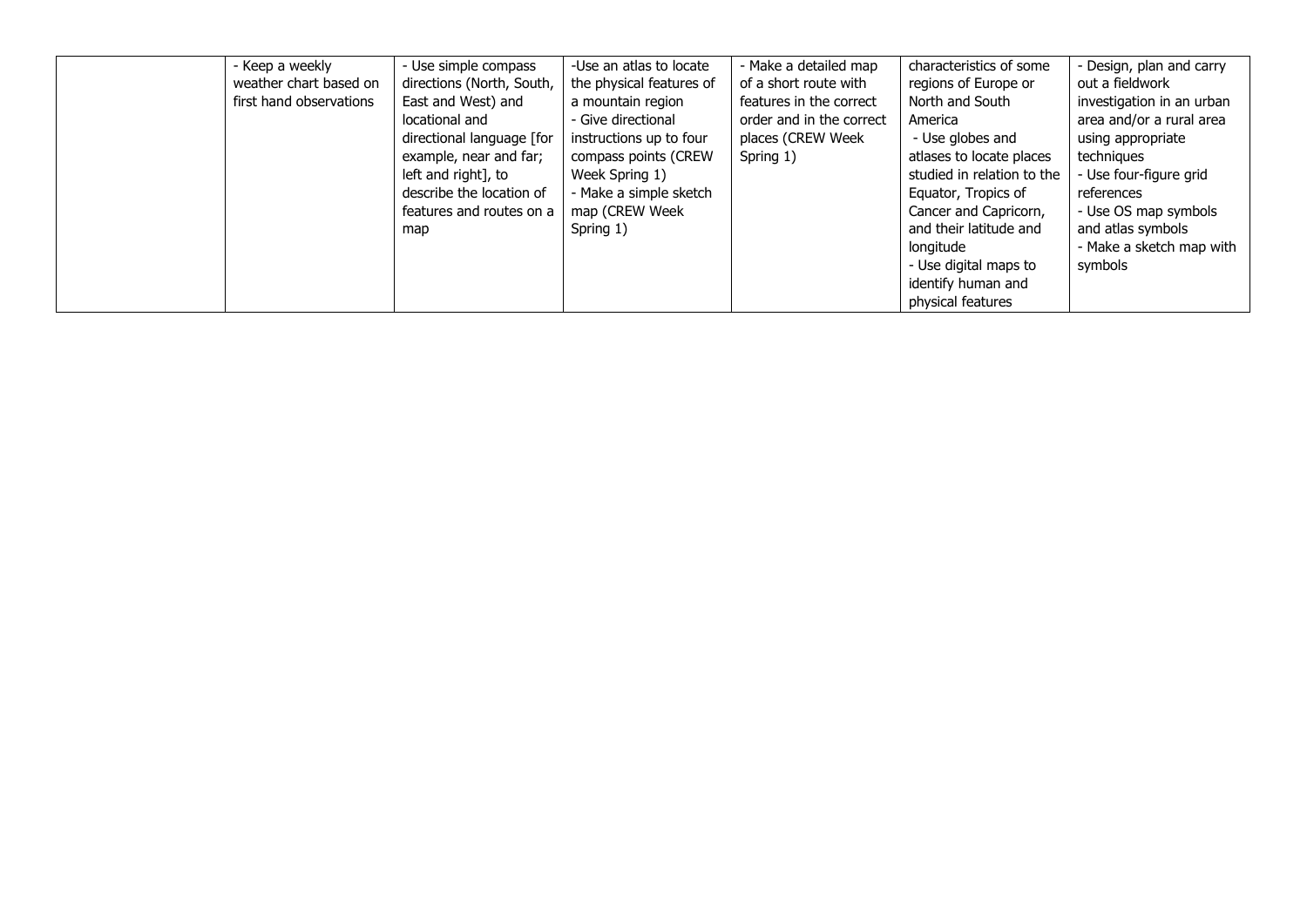| | | | | | | |
|---|---|---|---|---|---|---|
| | - Keep a weekly weather chart based on first hand observations | - Use simple compass directions (North, South, East and West) and locational and directional language [for example, near and far; left and right], to describe the location of features and routes on a map | -Use an atlas to locate the physical features of a mountain region<br>- Give directional instructions up to four compass points (CREW Week Spring 1)<br>- Make a simple sketch map (CREW Week Spring 1) | - Make a detailed map of a short route with features in the correct order and in the correct places (CREW Week Spring 1) | characteristics of some regions of Europe or North and South America<br>- Use globes and atlases to locate places studied in relation to the Equator, Tropics of Cancer and Capricorn, and their latitude and longitude<br>- Use digital maps to identify human and physical features | - Design, plan and carry out a fieldwork investigation in an urban area and/or a rural area using appropriate techniques<br>- Use four-figure grid references<br>- Use OS map symbols and atlas symbols<br>- Make a sketch map with symbols |